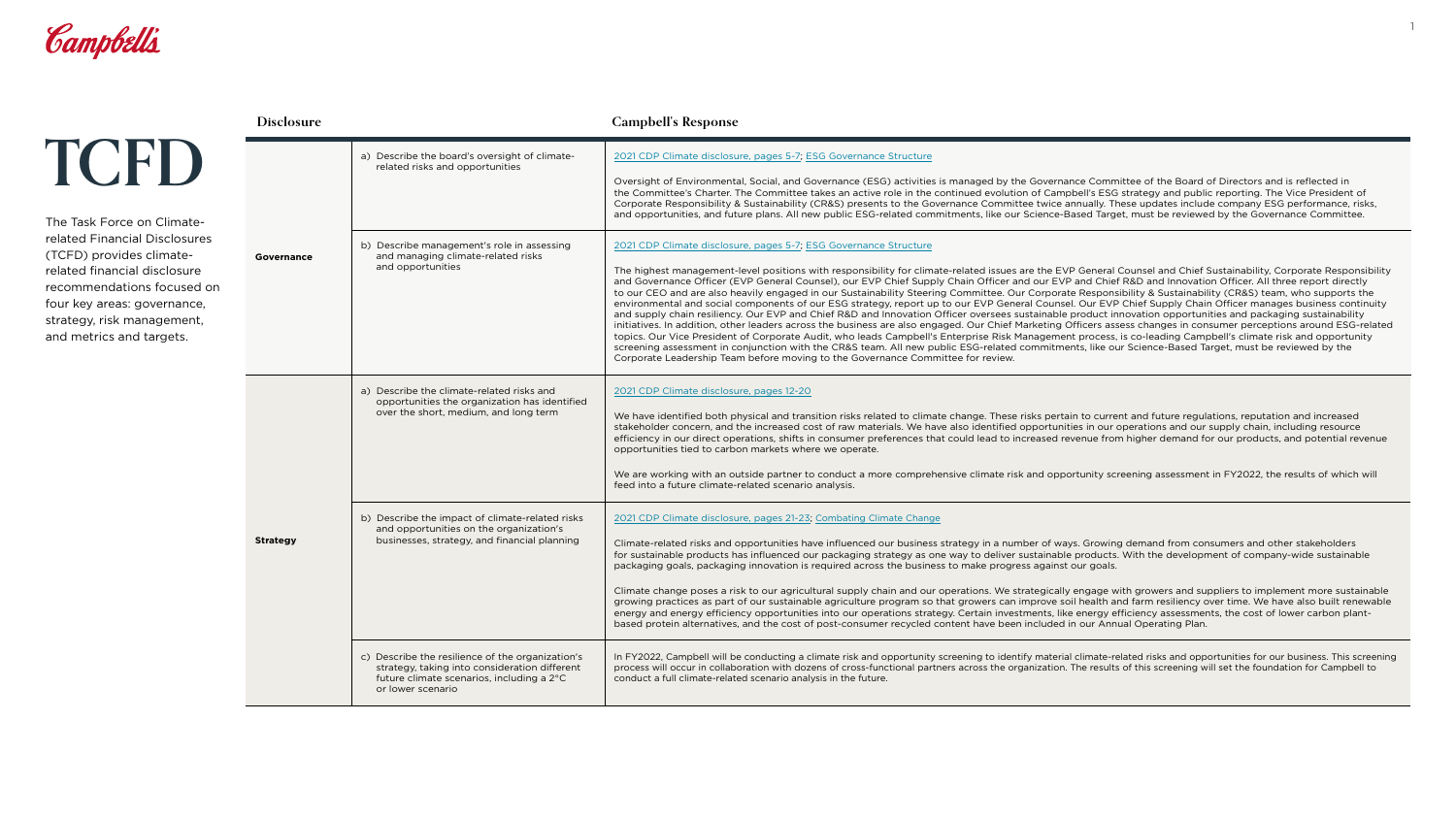# TCFD

The Task Force on Climate-related Financial Disclosures (TCFD) provides climate-related financial disclosure recommendations focused on four key areas: governance, strategy, risk management, and metrics and targets.

| Disclosure | | Campbell's Response |
|---|---|---|
| **Governance** | a) Describe the board's oversight of climate-related risks and opportunities | 2021 CDP Climate disclosure, pages 5-7; ESG Governance Structure<br><br>Oversight of Environmental, Social, and Governance (ESG) activities is managed by the Governance Committee of the Board of Directors and is reflected in the Committee's Charter. The Committee takes an active role in the continued evolution of Campbell's ESG strategy and public reporting. The Vice President of Corporate Responsibility & Sustainability (CR&S) presents to the Governance Committee twice annually. These updates include company ESG performance, risks, and opportunities, and future plans. All new public ESG-related commitments, like our Science-Based Target, must be reviewed by the Governance Committee. |
| | b) Describe management's role in assessing and managing climate-related risks and opportunities | 2021 CDP Climate disclosure, pages 5-7; ESG Governance Structure<br><br>The highest management-level positions with responsibility for climate-related issues are the EVP General Counsel and Chief Sustainability, Corporate Responsibility and Governance Officer (EVP General Counsel), our EVP Chief Supply Chain Officer and our EVP and Chief R&D and Innovation Officer. All three report directly to our CEO and are also heavily engaged in our Sustainability Steering Committee. Our Corporate Responsibility & Sustainability (CR&S) team, who supports the environmental and social components of our ESG strategy, report up to our EVP General Counsel. Our EVP Chief Supply Chain Officer manages business continuity and supply chain resiliency. Our EVP and Chief R&D and Innovation Officer oversees sustainable product innovation opportunities and packaging sustainability initiatives. In addition, other leaders across the business are also engaged. Our Chief Marketing Officers assess changes in consumer perceptions around ESG-related topics. Our Vice President of Corporate Audit, who leads Campbell's Enterprise Risk Management process, is co-leading Campbell's climate risk and opportunity screening assessment in conjunction with the CR&S team. All new public ESG-related commitments, like our Science-Based Target, must be reviewed by the Corporate Leadership Team before moving to the Governance Committee for review. |
| **Strategy** | a) Describe the climate-related risks and opportunities the organization has identified over the short, medium, and long term | 2021 CDP Climate disclosure, pages 12-20<br><br>We have identified both physical and transition risks related to climate change. These risks pertain to current and future regulations, reputation and increased stakeholder concern, and the increased cost of raw materials. We have also identified opportunities in our operations and our supply chain, including resource efficiency in our direct operations, shifts in consumer preferences that could lead to increased revenue from higher demand for our products, and potential revenue opportunities tied to carbon markets where we operate.<br><br>We are working with an outside partner to conduct a more comprehensive climate risk and opportunity screening assessment in FY2022, the results of which will feed into a future climate-related scenario analysis. |
| | b) Describe the impact of climate-related risks and opportunities on the organization's businesses, strategy, and financial planning | 2021 CDP Climate disclosure, pages 21-23; Combating Climate Change<br><br>Climate-related risks and opportunities have influenced our business strategy in a number of ways. Growing demand from consumers and other stakeholders for sustainable products has influenced our packaging strategy as one way to deliver sustainable products. With the development of company-wide sustainable packaging goals, packaging innovation is required across the business to make progress against our goals.<br><br>Climate change poses a risk to our agricultural supply chain and our operations. We strategically engage with growers and suppliers to implement more sustainable growing practices as part of our sustainable agriculture program so that growers can improve soil health and farm resiliency over time. We have also built renewable energy and energy efficiency opportunities into our operations strategy. Certain investments, like energy efficiency assessments, the cost of lower carbon plant-based protein alternatives, and the cost of post-consumer recycled content have been included in our Annual Operating Plan. |
| | c) Describe the resilience of the organization's strategy, taking into consideration different future climate scenarios, including a 2°C or lower scenario | In FY2022, Campbell will be conducting a climate risk and opportunity screening to identify material climate-related risks and opportunities for our business. This screening process will occur in collaboration with dozens of cross-functional partners across the organization. The results of this screening will set the foundation for Campbell to conduct a full climate-related scenario analysis in the future. |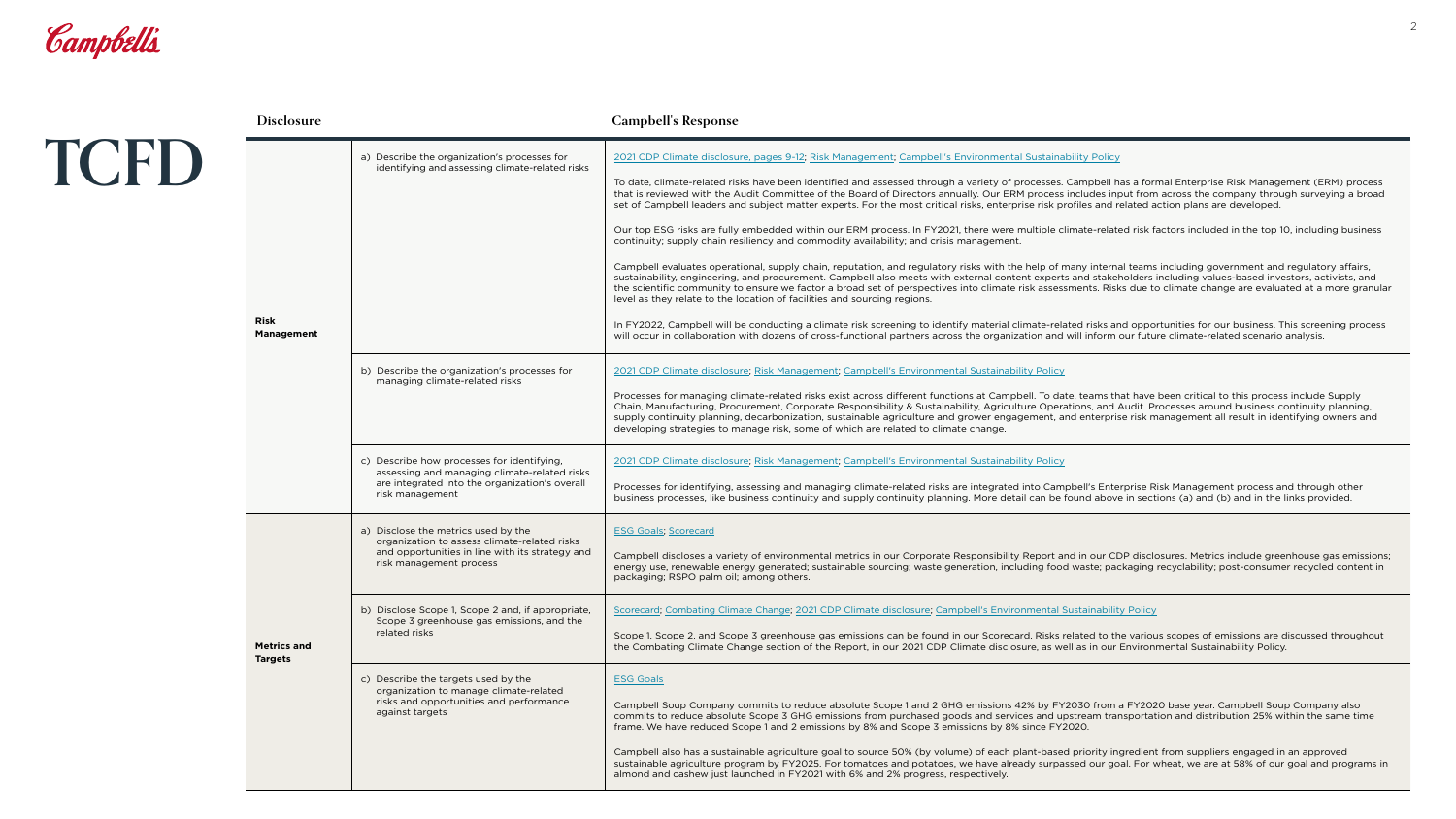# TCFD

| Disclosure | | Campbell's Response |
|---|---|---|
| Risk Management | a) Describe the organization's processes for identifying and assessing climate-related risks | 2021 CDP Climate disclosure, pages 9-12; Risk Management; Campbell's Environmental Sustainability Policy<br><br>To date, climate-related risks have been identified and assessed through a variety of processes. Campbell has a formal Enterprise Risk Management (ERM) process that is reviewed with the Audit Committee of the Board of Directors annually. Our ERM process includes input from across the company through surveying a broad set of Campbell leaders and subject matter experts. For the most critical risks, enterprise risk profiles and related action plans are developed.<br><br>Our top ESG risks are fully embedded within our ERM process. In FY2021, there were multiple climate-related risk factors included in the top 10, including business continuity; supply chain resiliency and commodity availability; and crisis management.<br><br>Campbell evaluates operational, supply chain, reputation, and regulatory risks with the help of many internal teams including government and regulatory affairs, sustainability, engineering, and procurement. Campbell also meets with external content experts and stakeholders including values-based investors, activists, and the scientific community to ensure we factor a broad set of perspectives into climate risk assessments. Risks due to climate change are evaluated at a more granular level as they relate to the location of facilities and sourcing regions.<br><br>In FY2022, Campbell will be conducting a climate risk screening to identify material climate-related risks and opportunities for our business. This screening process will occur in collaboration with dozens of cross-functional partners across the organization and will inform our future climate-related scenario analysis. |
| | b) Describe the organization's processes for managing climate-related risks | 2021 CDP Climate disclosure; Risk Management; Campbell's Environmental Sustainability Policy<br><br>Processes for managing climate-related risks exist across different functions at Campbell. To date, teams that have been critical to this process include Supply Chain, Manufacturing, Procurement, Corporate Responsibility & Sustainability, Agriculture Operations, and Audit. Processes around business continuity planning, supply continuity planning, decarbonization, sustainable agriculture and grower engagement, and enterprise risk management all result in identifying owners and developing strategies to manage risk, some of which are related to climate change. |
| | c) Describe how processes for identifying, assessing and managing climate-related risks are integrated into the organization's overall risk management | 2021 CDP Climate disclosure; Risk Management; Campbell's Environmental Sustainability Policy<br><br>Processes for identifying, assessing and managing climate-related risks are integrated into Campbell's Enterprise Risk Management process and through other business processes, like business continuity and supply continuity planning. More detail can be found above in sections (a) and (b) and in the links provided. |
| Metrics and Targets | a) Disclose the metrics used by the organization to assess climate-related risks and opportunities in line with its strategy and risk management process | ESG Goals; Scorecard<br><br>Campbell discloses a variety of environmental metrics in our Corporate Responsibility Report and in our CDP disclosures. Metrics include greenhouse gas emissions; energy use, renewable energy generated; sustainable sourcing; waste generation, including food waste; packaging recyclability; post-consumer recycled content in packaging; RSPO palm oil; among others. |
| | b) Disclose Scope 1, Scope 2 and, if appropriate, Scope 3 greenhouse gas emissions, and the related risks | Scorecard; Combating Climate Change; 2021 CDP Climate disclosure; Campbell's Environmental Sustainability Policy<br><br>Scope 1, Scope 2, and Scope 3 greenhouse gas emissions can be found in our Scorecard. Risks related to the various scopes of emissions are discussed throughout the Combating Climate Change section of the Report, in our 2021 CDP Climate disclosure, as well as in our Environmental Sustainability Policy. |
| | c) Describe the targets used by the organization to manage climate-related risks and opportunities and performance against targets | ESG Goals<br><br>Campbell Soup Company commits to reduce absolute Scope 1 and 2 GHG emissions 42% by FY2030 from a FY2020 base year. Campbell Soup Company also commits to reduce absolute Scope 3 GHG emissions from purchased goods and services and upstream transportation and distribution 25% within the same time frame. We have reduced Scope 1 and 2 emissions by 8% and Scope 3 emissions by 8% since FY2020.<br><br>Campbell also has a sustainable agriculture goal to source 50% (by volume) of each plant-based priority ingredient from suppliers engaged in an approved sustainable agriculture program by FY2025. For tomatoes and potatoes, we have already surpassed our goal. For wheat, we are at 58% of our goal and programs in almond and cashew just launched in FY2021 with 6% and 2% progress, respectively. |